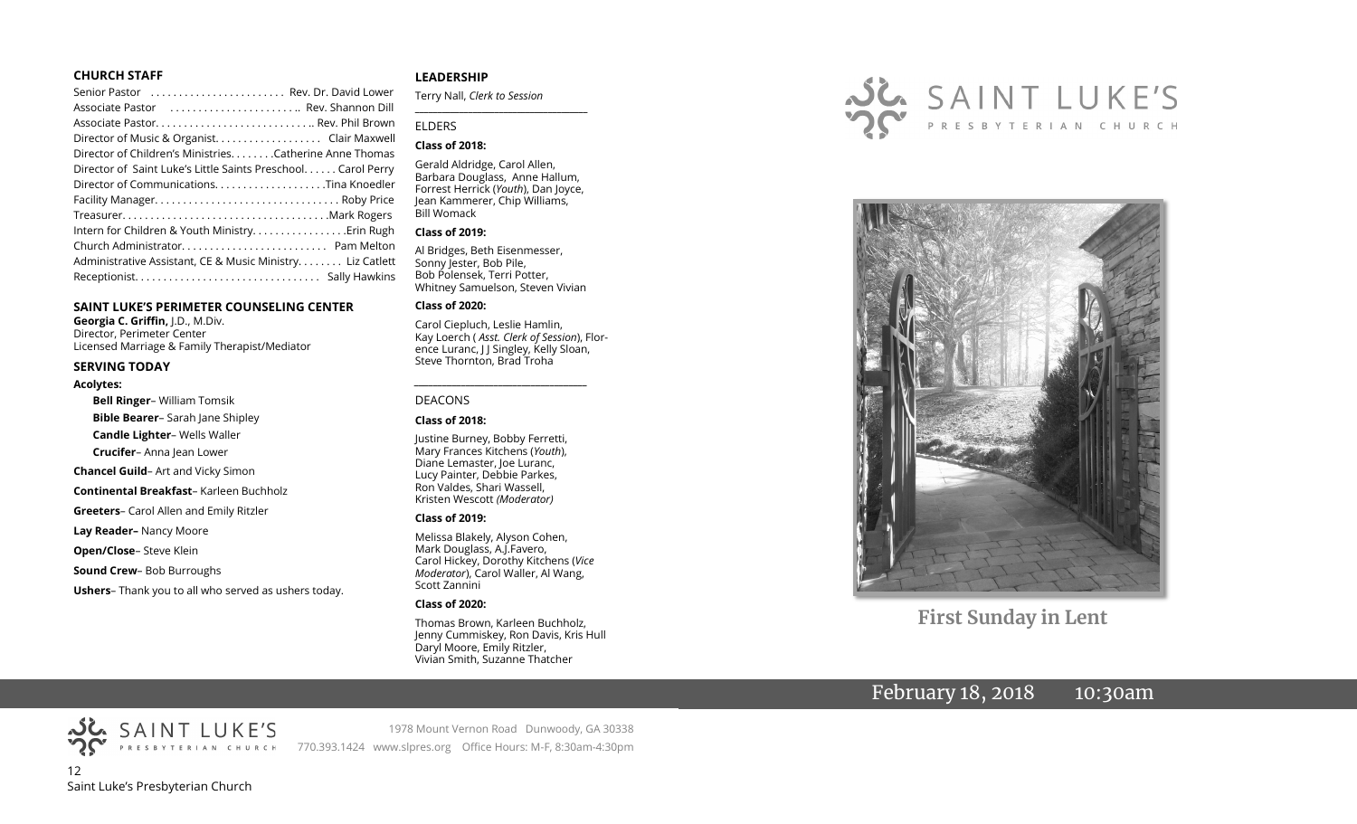### CHURCH STAFF

Senior Pastor . . . . . . . . . . . . . . . . . . . . . . . . Rev. Dr. David Lower
Associate Pastor . . . . . . . . . . . . . . . . . . . . . .. Rev. Shannon Dill
Associate Pastor. . . . . . . . . . . . . . . . . . . . . . . . . . .. Rev. Phil Brown
Director of Music & Organist. . . . . . . . . . . . . . . . . . Clair Maxwell
Director of Children's Ministries. . . . . . . .Catherine Anne Thomas
Director of Saint Luke's Little Saints Preschool. . . . . . Carol Perry
Director of Communications. . . . . . . . . . . . . . . . . . . .Tina Knoedler
Facility Manager. . . . . . . . . . . . . . . . . . . . . . . . . . . . . . . . Roby Price
Treasurer. . . . . . . . . . . . . . . . . . . . . . . . . . . . . . . . . . . .Mark Rogers
Intern for Children & Youth Ministry. . . . . . . . . . . . . . . . .Erin Rugh
Church Administrator. . . . . . . . . . . . . . . . . . . . . . . . . Pam Melton
Administrative Assistant, CE & Music Ministry. . . . . . . . Liz Catlett
Receptionist. . . . . . . . . . . . . . . . . . . . . . . . . . . . . . . . Sally Hawkins

### SAINT LUKE'S PERIMETER COUNSELING CENTER

**Georgia C. Griffin,** J.D., M.Div.
Director, Perimeter Center
Licensed Marriage & Family Therapist/Mediator

### SERVING TODAY

**Acolytes:**

**Bell Ringer**– William Tomsik
**Bible Bearer**– Sarah Jane Shipley
**Candle Lighter**– Wells Waller
**Crucifer**– Anna Jean Lower

**Chancel Guild**– Art and Vicky Simon

**Continental Breakfast**– Karleen Buchholz

**Greeters**– Carol Allen and Emily Ritzler

**Lay Reader–** Nancy Moore

**Open/Close**– Steve Klein

**Sound Crew**– Bob Burroughs

**Ushers**– Thank you to all who served as ushers today.

### LEADERSHIP

Terry Nall, *Clerk to Session*

ELDERS

**Class of 2018:**

Gerald Aldridge, Carol Allen, Barbara Douglass, Anne Hallum, Forrest Herrick (*Youth*), Dan Joyce, Jean Kammerer, Chip Williams, Bill Womack

**Class of 2019:**

Al Bridges, Beth Eisenmesser, Sonny Jester, Bob Pile, Bob Polensek, Terri Potter, Whitney Samuelson, Steven Vivian

**Class of 2020:**

Carol Ciepluch, Leslie Hamlin, Kay Loerch ( *Asst. Clerk of Session*), Florence Luranc, J J Singley, Kelly Sloan, Steve Thornton, Brad Troha

DEACONS

**Class of 2018:**

Justine Burney, Bobby Ferretti, Mary Frances Kitchens (*Youth*), Diane Lemaster, Joe Luranc, Lucy Painter, Debbie Parkes, Ron Valdes, Shari Wassell, Kristen Wescott *(Moderator)*

**Class of 2019:**

Melissa Blakely, Alyson Cohen, Mark Douglass, A.J.Favero, Carol Hickey, Dorothy Kitchens (*Vice Moderator*), Carol Waller, Al Wang, Scott Zannini

**Class of 2020:**

Thomas Brown, Karleen Buchholz, Jenny Cummiskey, Ron Davis, Kris Hull Daryl Moore, Emily Ritzler, Vivian Smith, Suzanne Thatcher

SAINT LUKE'S PRESBYTERIAN CHURCH

1978 Mount Vernon Road Dunwoody, GA 30338
770.393.1424 www.slpres.org Office Hours: M-F, 8:30am-4:30pm

# SAINT LUKE'S PRESBYTERIAN CHURCH

## First Sunday in Lent

February 18, 2018 10:30am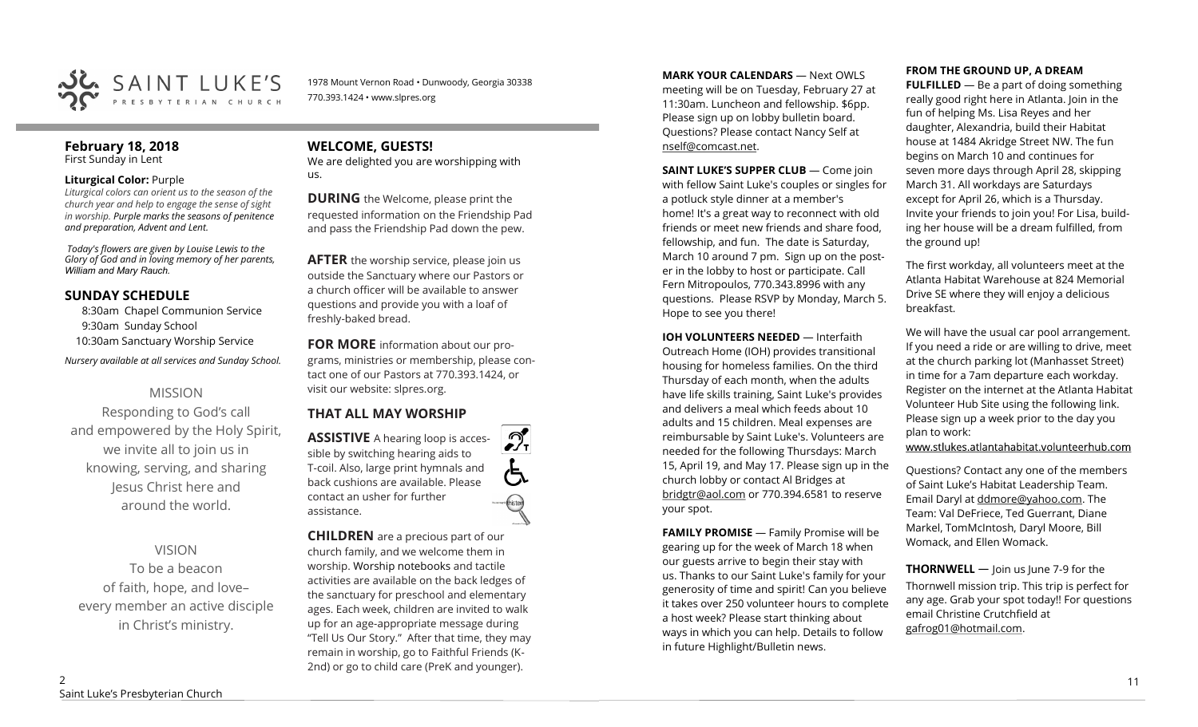# SAINT LUKE'S PRESBYTERIAN CHURCH

1978 Mount Vernon Road • Dunwoody, Georgia 30338
770.393.1424 • www.slpres.org

## February 18, 2018
First Sunday in Lent

**Liturgical Color:** Purple
*Liturgical colors can orient us to the season of the church year and help to engage the sense of sight in worship. Purple marks the seasons of penitence and preparation, Advent and Lent.*

*Today's flowers are given by Louise Lewis to the Glory of God and in loving memory of her parents, William and Mary Rauch.*

## SUNDAY SCHEDULE

8:30am Chapel Communion Service
9:30am Sunday School
10:30am Sanctuary Worship Service

*Nursery available at all services and Sunday School.*

### MISSION

Responding to God's call and empowered by the Holy Spirit, we invite all to join us in knowing, serving, and sharing Jesus Christ here and around the world.

### VISION

To be a beacon of faith, hope, and love– every member an active disciple in Christ's ministry.

## WELCOME, GUESTS!

We are delighted you are worshipping with us.

**DURING** the Welcome, please print the requested information on the Friendship Pad and pass the Friendship Pad down the pew.

**AFTER** the worship service, please join us outside the Sanctuary where our Pastors or a church officer will be available to answer questions and provide you with a loaf of freshly-baked bread.

**FOR MORE** information about our programs, ministries or membership, please contact one of our Pastors at 770.393.1424, or visit our website: slpres.org.

## THAT ALL MAY WORSHIP

**ASSISTIVE** A hearing loop is accessible by switching hearing aids to T-coil. Also, large print hymnals and back cushions are available. Please contact an usher for further assistance.

**CHILDREN** are a precious part of our church family, and we welcome them in worship. Worship notebooks and tactile activities are available on the back ledges of the sanctuary for preschool and elementary ages. Each week, children are invited to walk up for an age-appropriate message during "Tell Us Our Story." After that time, they may remain in worship, go to Faithful Friends (K-2nd) or go to child care (PreK and younger).

**MARK YOUR CALENDARS** — Next OWLS meeting will be on Tuesday, February 27 at 11:30am. Luncheon and fellowship. $6pp. Please sign up on lobby bulletin board. Questions? Please contact Nancy Self at nself@comcast.net.

**SAINT LUKE'S SUPPER CLUB** — Come join with fellow Saint Luke's couples or singles for a potluck style dinner at a member's home! It's a great way to reconnect with old friends or meet new friends and share food, fellowship, and fun. The date is Saturday, March 10 around 7 pm. Sign up on the poster in the lobby to host or participate. Call Fern Mitropoulos, 770.343.8996 with any questions. Please RSVP by Monday, March 5. Hope to see you there!

**IOH VOLUNTEERS NEEDED** — Interfaith Outreach Home (IOH) provides transitional housing for homeless families. On the third Thursday of each month, when the adults have life skills training, Saint Luke's provides and delivers a meal which feeds about 10 adults and 15 children. Meal expenses are reimbursable by Saint Luke's. Volunteers are needed for the following Thursdays: March 15, April 19, and May 17. Please sign up in the church lobby or contact Al Bridges at bridgtr@aol.com or 770.394.6581 to reserve your spot.

**FAMILY PROMISE** — Family Promise will be gearing up for the week of March 18 when our guests arrive to begin their stay with us. Thanks to our Saint Luke's family for your generosity of time and spirit! Can you believe it takes over 250 volunteer hours to complete a host week? Please start thinking about ways in which you can help. Details to follow in future Highlight/Bulletin news.

**FROM THE GROUND UP, A DREAM FULFILLED** — Be a part of doing something really good right here in Atlanta. Join in the fun of helping Ms. Lisa Reyes and her daughter, Alexandria, build their Habitat house at 1484 Akridge Street NW. The fun begins on March 10 and continues for seven more days through April 28, skipping March 31. All workdays are Saturdays except for April 26, which is a Thursday. Invite your friends to join you! For Lisa, building her house will be a dream fulfilled, from the ground up!

The first workday, all volunteers meet at the Atlanta Habitat Warehouse at 824 Memorial Drive SE where they will enjoy a delicious breakfast.

We will have the usual car pool arrangement. If you need a ride or are willing to drive, meet at the church parking lot (Manhasset Street) in time for a 7am departure each workday. Register on the internet at the Atlanta Habitat Volunteer Hub Site using the following link. Please sign up a week prior to the day you plan to work:
www.stlukes.atlantahabitat.volunteerhub.com

Questions? Contact any one of the members of Saint Luke's Habitat Leadership Team. Email Daryl at ddmore@yahoo.com. The Team: Val DeFriece, Ted Guerrant, Diane Markel, TomMcIntosh, Daryl Moore, Bill Womack, and Ellen Womack.

**THORNWELL** — Join us June 7-9 for the Thornwell mission trip. This trip is perfect for any age. Grab your spot today!! For questions email Christine Crutchfield at gafrog01@hotmail.com.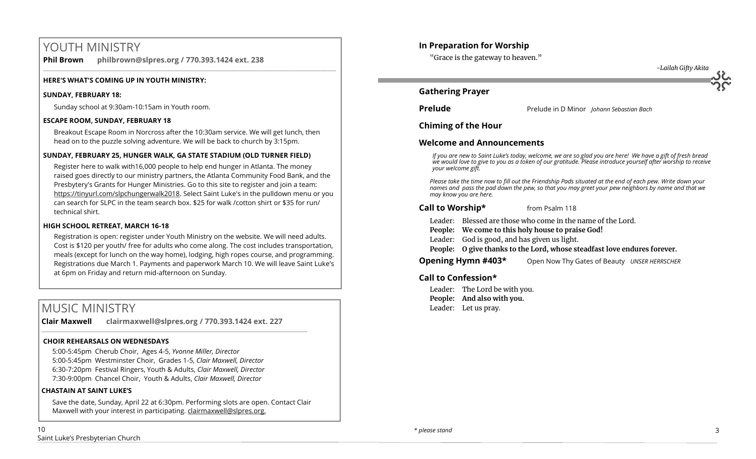# YOUTH MINISTRY

**Phil Brown philbrown@slpres.org / 770.393.1424 ext. 238**

**HERE'S WHAT'S COMING UP IN YOUTH MINISTRY:**

**SUNDAY, FEBRUARY 18:**

Sunday school at 9:30am-10:15am in Youth room.

**ESCAPE ROOM, SUNDAY, FEBRUARY 18**

Breakout Escape Room in Norcross after the 10:30am service. We will get lunch, then head on to the puzzle solving adventure. We will be back to church by 3:15pm.

**SUNDAY, FEBRUARY 25, HUNGER WALK, GA STATE STADIUM (OLD TURNER FIELD)**

Register here to walk with16,000 people to help end hunger in Atlanta. The money raised goes directly to our ministry partners, the Atlanta Community Food Bank, and the Presbytery's Grants for Hunger Ministries. Go to this site to register and join a team: https://tinyurl.com/slpchungerwalk2018. Select Saint Luke's in the pulldown menu or you can search for SLPC in the team search box. $25 for walk /cotton shirt or $35 for run/ technical shirt.

**HIGH SCHOOL RETREAT, MARCH 16-18**

Registration is open: register under Youth Ministry on the website. We will need adults. Cost is $120 per youth/ free for adults who come along. The cost includes transportation, meals (except for lunch on the way home), lodging, high ropes course, and programming. Registrations due March 1. Payments and paperwork March 10. We will leave Saint Luke's at 6pm on Friday and return mid-afternoon on Sunday.

# MUSIC MINISTRY

**Clair Maxwell clairmaxwell@slpres.org / 770.393.1424 ext. 227**

**CHOIR REHEARSALS ON WEDNESDAYS**

5:00-5:45pm Cherub Choir, Ages 4-5, *Yvonne Miller, Director*
5:00-5:45pm Westminster Choir, Grades 1-5, *Clair Maxwell, Director*
6:30-7:20pm Festival Ringers, Youth & Adults, *Clair Maxwell, Director*
7:30-9:00pm Chancel Choir, Youth & Adults, *Clair Maxwell, Director*

**CHASTAIN AT SAINT LUKE'S**

Save the date, Sunday, April 22 at 6:30pm. Performing slots are open. Contact Clair Maxwell with your interest in participating. clairmaxwell@slpres.org.

**In Preparation for Worship**

"Grace is the gateway to heaven."

*-Lailah Gifty Akita*

**Gathering Prayer**

**Prelude** Prelude in D Minor *Johann Sebastian Bach*

**Chiming of the Hour**

**Welcome and Announcements**

*If you are new to Saint Luke's today, welcome, we are so glad you are here! We have a gift of fresh bread we would love to give to you as a token of our gratitude. Please introduce yourself after worship to receive your welcome gift.*

*Please take the time now to fill out the Friendship Pads situated at the end of each pew. Write down your names and pass the pad down the pew, so that you may greet your pew neighbors by name and that we may know you are here.*

**Call to Worship*** from Psalm 118

Leader: Blessed are those who come in the name of the Lord.
**People: We come to this holy house to praise God!**
Leader: God is good, and has given us light.
**People: O give thanks to the Lord, whose steadfast love endures forever.**

**Opening Hymn #403*** Open Now Thy Gates of Beauty *UNSER HERRSCHER*

**Call to Confession***

Leader: The Lord be with you.
**People: And also with you.**
Leader: Let us pray.

*\* please stand*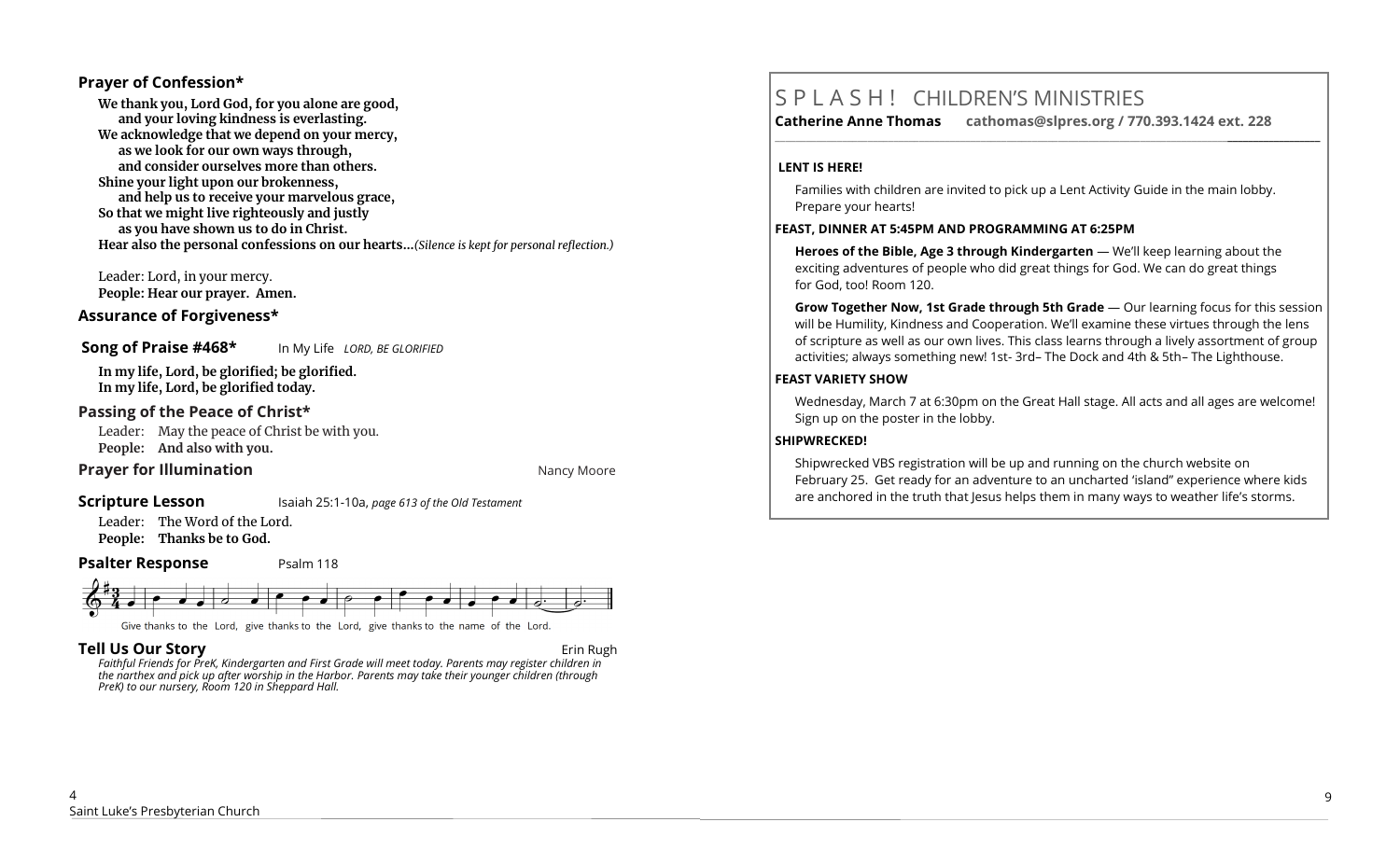### Prayer of Confession*

**We thank you, Lord God, for you alone are good,**
**and your loving kindness is everlasting.**
**We acknowledge that we depend on your mercy,**
**as we look for our own ways through,**
**and consider ourselves more than others.**
**Shine your light upon our brokenness,**
**and help us to receive your marvelous grace,**
**So that we might live righteously and justly**
**as you have shown us to do in Christ.**
**Hear also the personal confessions on our hearts…***(Silence is kept for personal reflection.)*

Leader: Lord, in your mercy.
**People: Hear our prayer. Amen.**

### Assurance of Forgiveness*

### Song of Praise #468*

In My Life *LORD, BE GLORIFIED*

**In my life, Lord, be glorified; be glorified.**
**In my life, Lord, be glorified today.**

### Passing of the Peace of Christ*

Leader: May the peace of Christ be with you.
**People: And also with you.**

### Prayer for Illumination

Nancy Moore

### Scripture Lesson

Isaiah 25:1-10a, *page 613 of the Old Testament*

Leader: The Word of the Lord.
**People: Thanks be to God.**

### Psalter Response

Psalm 118

Give thanks to the Lord, give thanks to the Lord, give thanks to the name of the Lord.

### Tell Us Our Story

Erin Rugh

*Faithful Friends for PreK, Kindergarten and First Grade will meet today. Parents may register children in the narthex and pick up after worship in the Harbor. Parents may take their younger children (through PreK) to our nursery, Room 120 in Sheppard Hall.*

## S P L A S H ! CHILDREN'S MINISTRIES

**Catherine Anne Thomas cathomas@slpres.org / 770.393.1424 ext. 228**

**LENT IS HERE!**

Families with children are invited to pick up a Lent Activity Guide in the main lobby. Prepare your hearts!

**FEAST, DINNER AT 5:45PM AND PROGRAMMING AT 6:25PM**

**Heroes of the Bible, Age 3 through Kindergarten** — We'll keep learning about the exciting adventures of people who did great things for God. We can do great things for God, too! Room 120.

**Grow Together Now, 1st Grade through 5th Grade** — Our learning focus for this session will be Humility, Kindness and Cooperation. We'll examine these virtues through the lens of scripture as well as our own lives. This class learns through a lively assortment of group activities; always something new! 1st- 3rd– The Dock and 4th & 5th– The Lighthouse.

**FEAST VARIETY SHOW**

Wednesday, March 7 at 6:30pm on the Great Hall stage. All acts and all ages are welcome! Sign up on the poster in the lobby.

**SHIPWRECKED!**

Shipwrecked VBS registration will be up and running on the church website on February 25. Get ready for an adventure to an uncharted 'island" experience where kids are anchored in the truth that Jesus helps them in many ways to weather life's storms.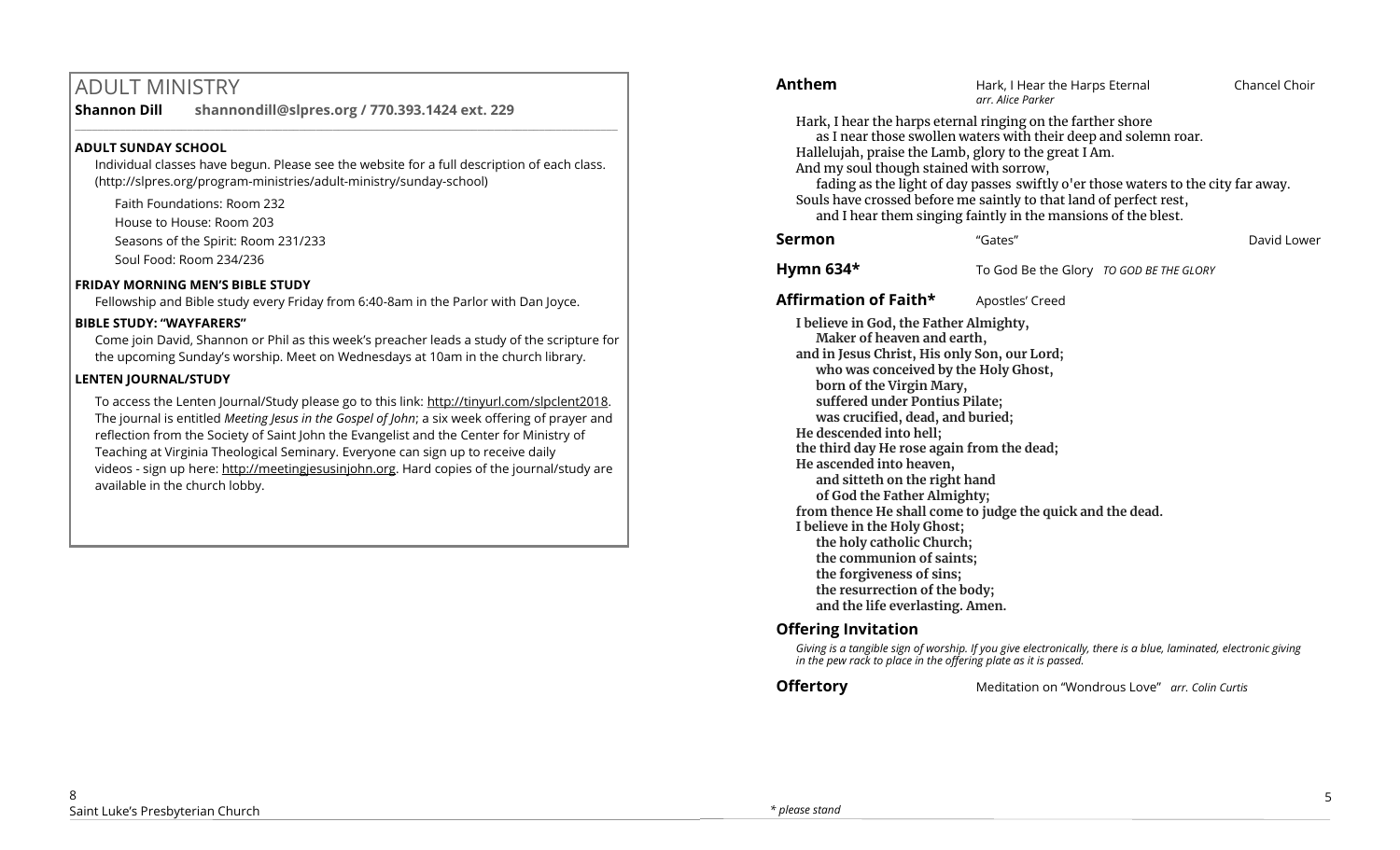# ADULT MINISTRY

**Shannon Dill** **shannondill@slpres.org / 770.393.1424 ext. 229**

### ADULT SUNDAY SCHOOL

Individual classes have begun. Please see the website for a full description of each class. (http://slpres.org/program-ministries/adult-ministry/sunday-school)

Faith Foundations: Room 232

House to House: Room 203

Seasons of the Spirit: Room 231/233

Soul Food: Room 234/236

### FRIDAY MORNING MEN'S BIBLE STUDY

Fellowship and Bible study every Friday from 6:40-8am in the Parlor with Dan Joyce.

### BIBLE STUDY: "WAYFARERS"

Come join David, Shannon or Phil as this week's preacher leads a study of the scripture for the upcoming Sunday's worship. Meet on Wednesdays at 10am in the church library.

### LENTEN JOURNAL/STUDY

To access the Lenten Journal/Study please go to this link: http://tinyurl.com/slpclent2018. The journal is entitled *Meeting Jesus in the Gospel of John*; a six week offering of prayer and reflection from the Society of Saint John the Evangelist and the Center for Ministry of Teaching at Virginia Theological Seminary. Everyone can sign up to receive daily videos - sign up here: http://meetingjesusinjohn.org. Hard copies of the journal/study are available in the church lobby.

**Anthem** Hark, I Hear the Harps Eternal — Chancel Choir
*arr. Alice Parker*

Hark, I hear the harps eternal ringing on the farther shore
as I near those swollen waters with their deep and solemn roar.
Hallelujah, praise the Lamb, glory to the great I Am.
And my soul though stained with sorrow,
fading as the light of day passes swiftly o'er those waters to the city far away.
Souls have crossed before me saintly to that land of perfect rest,
and I hear them singing faintly in the mansions of the blest.

**Sermon** "Gates" — David Lower

**Hymn 634*** To God Be the Glory *TO GOD BE THE GLORY*

**Affirmation of Faith*** Apostles' Creed

**I believe in God, the Father Almighty,**
**Maker of heaven and earth,**
**and in Jesus Christ, His only Son, our Lord;**
**who was conceived by the Holy Ghost,**
**born of the Virgin Mary,**
**suffered under Pontius Pilate;**
**was crucified, dead, and buried;**
**He descended into hell;**
**the third day He rose again from the dead;**
**He ascended into heaven,**
**and sitteth on the right hand**
**of God the Father Almighty;**
**from thence He shall come to judge the quick and the dead.**
**I believe in the Holy Ghost;**
**the holy catholic Church;**
**the communion of saints;**
**the forgiveness of sins;**
**the resurrection of the body;**
**and the life everlasting. Amen.**

**Offering Invitation**

*Giving is a tangible sign of worship. If you give electronically, there is a blue, laminated, electronic giving in the pew rack to place in the offering plate as it is passed.*

**Offertory** Meditation on "Wondrous Love" *arr. Colin Curtis*

*\* please stand*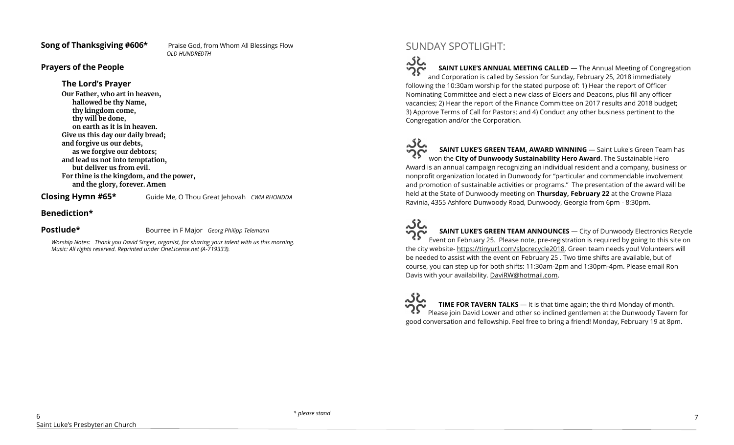**Song of Thanksgiving #606*** Praise God, from Whom All Blessings Flow *OLD HUNDREDTH*

**Prayers of the People**

**The Lord's Prayer**

**Our Father, who art in heaven,**
**hallowed be thy Name,**
**thy kingdom come,**
**thy will be done,**
**on earth as it is in heaven.**
**Give us this day our daily bread;**
**and forgive us our debts,**
**as we forgive our debtors;**
**and lead us not into temptation,**
**but deliver us from evil.**
**For thine is the kingdom, and the power,**
**and the glory, forever. Amen**

**Closing Hymn #65*** Guide Me, O Thou Great Jehovah *CWM RHONDDA*

**Benediction***

**Postlude*** Bourree in F Major *Georg Philipp Telemann*

*Worship Notes: Thank you David Singer, organist, for sharing your talent with us this morning.*
*Music: All rights reserved. Reprinted under OneLicense.net (A-719333).*

* please stand

## SUNDAY SPOTLIGHT:

**SAINT LUKE'S ANNUAL MEETING CALLED** — The Annual Meeting of Congregation and Corporation is called by Session for Sunday, February 25, 2018 immediately following the 10:30am worship for the stated purpose of: 1) Hear the report of Officer Nominating Committee and elect a new class of Elders and Deacons, plus fill any officer vacancies; 2) Hear the report of the Finance Committee on 2017 results and 2018 budget; 3) Approve Terms of Call for Pastors; and 4) Conduct any other business pertinent to the Congregation and/or the Corporation.

**SAINT LUKE'S GREEN TEAM, AWARD WINNING** — Saint Luke's Green Team has won the **City of Dunwoody Sustainability Hero Award**. The Sustainable Hero Award is an annual campaign recognizing an individual resident and a company, business or nonprofit organization located in Dunwoody for "particular and commendable involvement and promotion of sustainable activities or programs." The presentation of the award will be held at the State of Dunwoody meeting on **Thursday, February 22** at the Crowne Plaza Ravinia, 4355 Ashford Dunwoody Road, Dunwoody, Georgia from 6pm - 8:30pm.

**SAINT LUKE'S GREEN TEAM ANNOUNCES** — City of Dunwoody Electronics Recycle Event on February 25. Please note, pre-registration is required by going to this site on the city website- https://tinyurl.com/slpcrecycle2018. Green team needs you! Volunteers will be needed to assist with the event on February 25 . Two time shifts are available, but of course, you can step up for both shifts: 11:30am-2pm and 1:30pm-4pm. Please email Ron Davis with your availability. DaviRW@hotmail.com.

**TIME FOR TAVERN TALKS** — It is that time again; the third Monday of month. Please join David Lower and other so inclined gentlemen at the Dunwoody Tavern for good conversation and fellowship. Feel free to bring a friend! Monday, February 19 at 8pm.